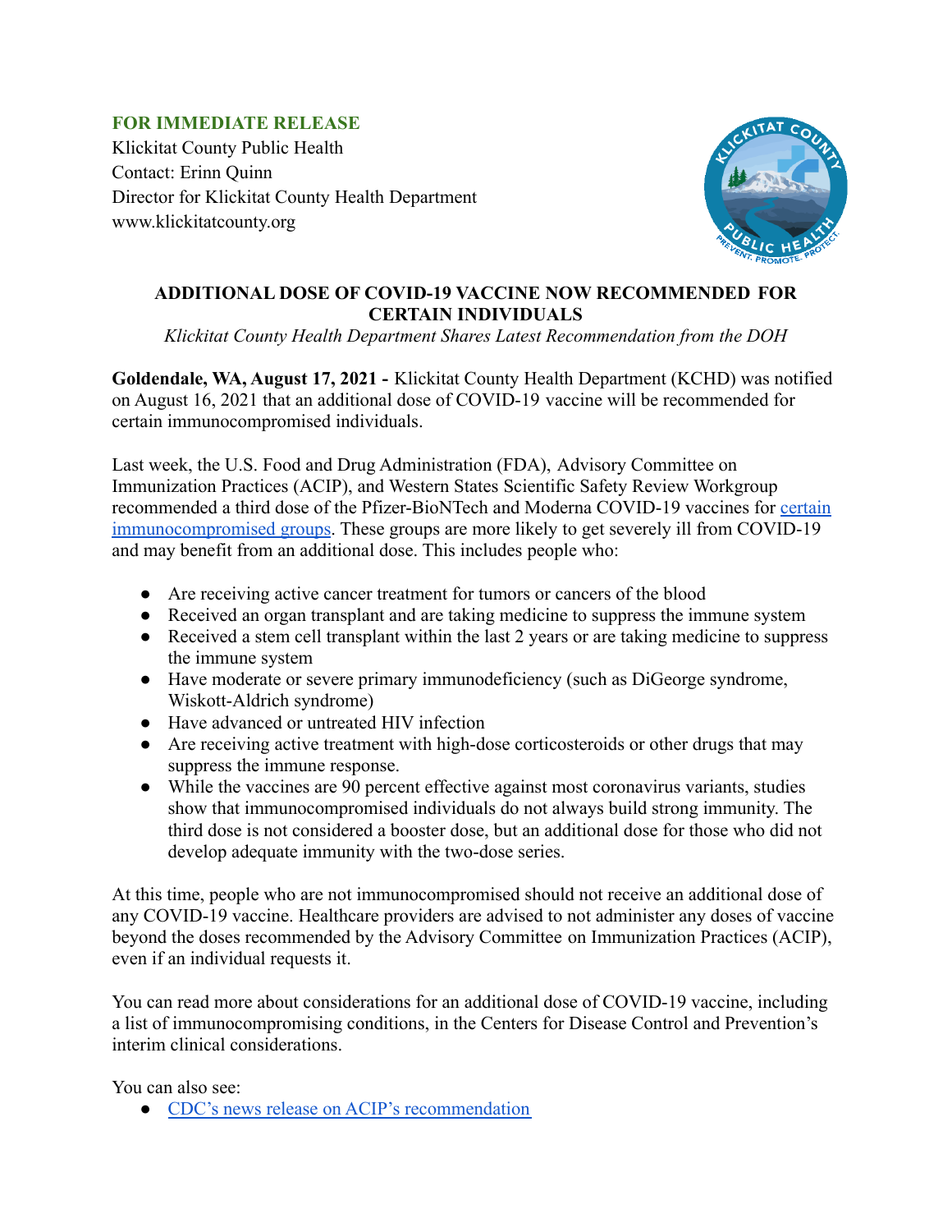**FOR IMMEDIATE RELEASE**
Klickitat County Public Health
Contact: Erinn Quinn
Director for Klickitat County Health Department
www.klickitatcounty.org

## ADDITIONAL DOSE OF COVID-19 VACCINE NOW RECOMMENDED FOR CERTAIN INDIVIDUALS

*Klickitat County Health Department Shares Latest Recommendation from the DOH*

**Goldendale, WA, August 17, 2021 -** Klickitat County Health Department (KCHD) was notified on August 16, 2021 that an additional dose of COVID-19 vaccine will be recommended for certain immunocompromised individuals.

Last week, the U.S. Food and Drug Administration (FDA), Advisory Committee on Immunization Practices (ACIP), and Western States Scientific Safety Review Workgroup recommended a third dose of the Pfizer-BioNTech and Moderna COVID-19 vaccines for certain immunocompromised groups. These groups are more likely to get severely ill from COVID-19 and may benefit from an additional dose. This includes people who:

- Are receiving active cancer treatment for tumors or cancers of the blood
- Received an organ transplant and are taking medicine to suppress the immune system
- Received a stem cell transplant within the last 2 years or are taking medicine to suppress the immune system
- Have moderate or severe primary immunodeficiency (such as DiGeorge syndrome, Wiskott-Aldrich syndrome)
- Have advanced or untreated HIV infection
- Are receiving active treatment with high-dose corticosteroids or other drugs that may suppress the immune response.
- While the vaccines are 90 percent effective against most coronavirus variants, studies show that immunocompromised individuals do not always build strong immunity. The third dose is not considered a booster dose, but an additional dose for those who did not develop adequate immunity with the two-dose series.

At this time, people who are not immunocompromised should not receive an additional dose of any COVID-19 vaccine. Healthcare providers are advised to not administer any doses of vaccine beyond the doses recommended by the Advisory Committee on Immunization Practices (ACIP), even if an individual requests it.

You can read more about considerations for an additional dose of COVID-19 vaccine, including a list of immunocompromising conditions, in the Centers for Disease Control and Prevention's interim clinical considerations.

You can also see:

- CDC's news release on ACIP's recommendation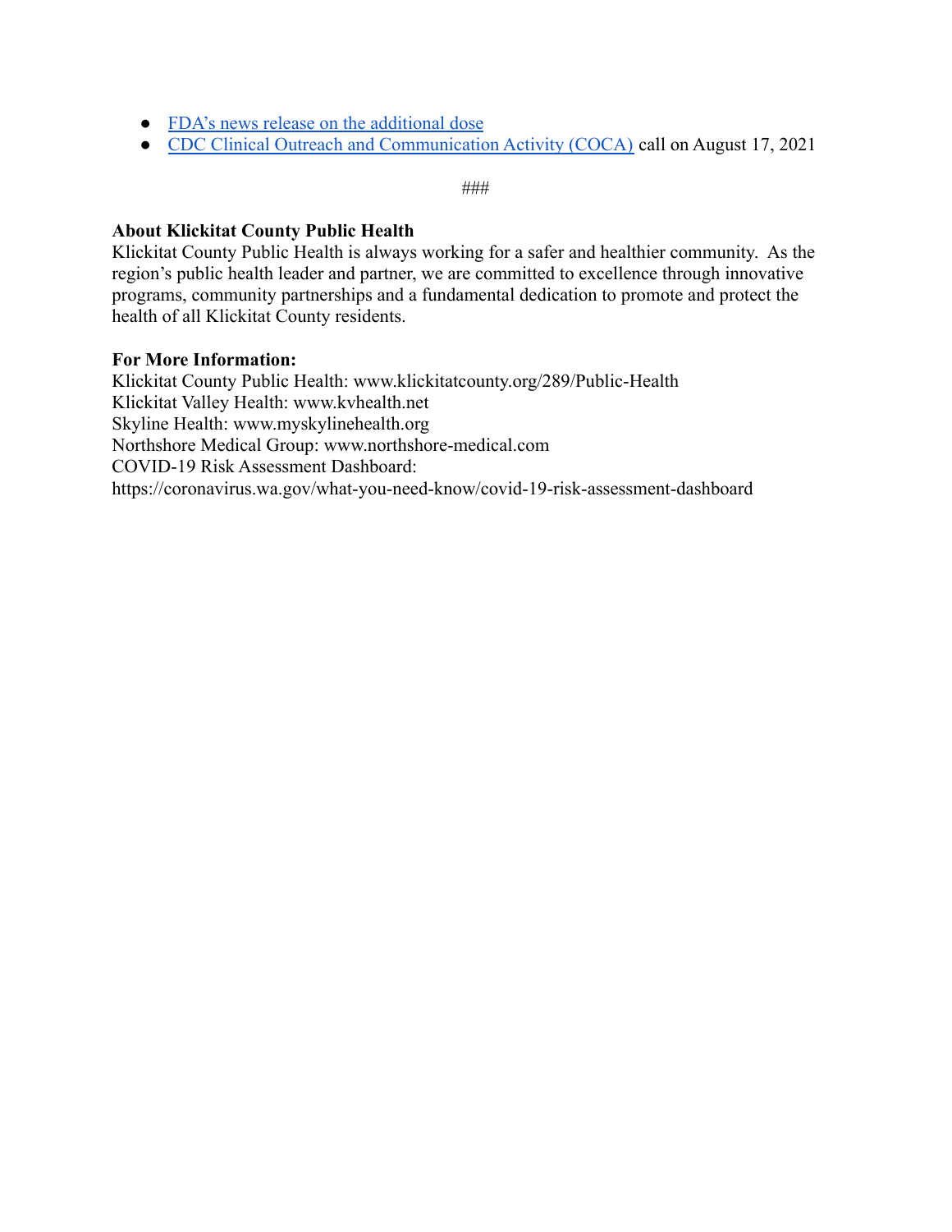- FDA's news release on the additional dose
- CDC Clinical Outreach and Communication Activity (COCA) call on August 17, 2021

###

**About Klickitat County Public Health**
Klickitat County Public Health is always working for a safer and healthier community. As the region's public health leader and partner, we are committed to excellence through innovative programs, community partnerships and a fundamental dedication to promote and protect the health of all Klickitat County residents.

**For More Information:**
Klickitat County Public Health: www.klickitatcounty.org/289/Public-Health
Klickitat Valley Health: www.kvhealth.net
Skyline Health: www.myskylinehealth.org
Northshore Medical Group: www.northshore-medical.com
COVID-19 Risk Assessment Dashboard:
https://coronavirus.wa.gov/what-you-need-know/covid-19-risk-assessment-dashboard